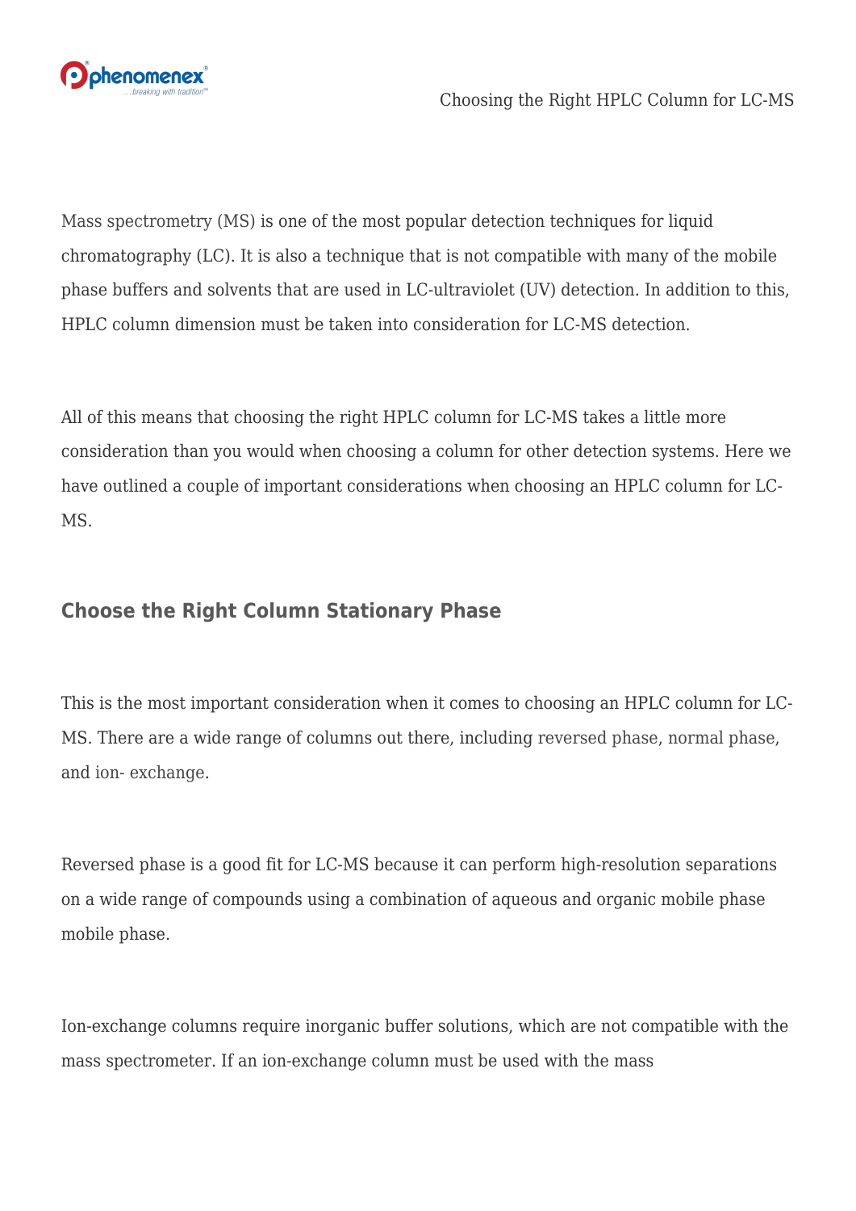Mass spectrometry (MS) is one of the most popular detection techniques for liquid chromatography (LC). It is also a technique that is not compatible with many of the mobile phase buffers and solvents that are used in LC-ultraviolet (UV) detection. In addition to this, HPLC column dimension must be taken into consideration for LC-MS detection.

All of this means that choosing the right HPLC column for LC-MS takes a little more consideration than you would when choosing a column for other detection systems. Here we have outlined a couple of important considerations when choosing an HPLC column for LC-MS.

## Choose the Right Column Stationary Phase

This is the most important consideration when it comes to choosing an HPLC column for LC-MS. There are a wide range of columns out there, including reversed phase, normal phase, and ion- exchange.

Reversed phase is a good fit for LC-MS because it can perform high-resolution separations on a wide range of compounds using a combination of aqueous and organic mobile phase mobile phase.

Ion-exchange columns require inorganic buffer solutions, which are not compatible with the mass spectrometer. If an ion-exchange column must be used with the mass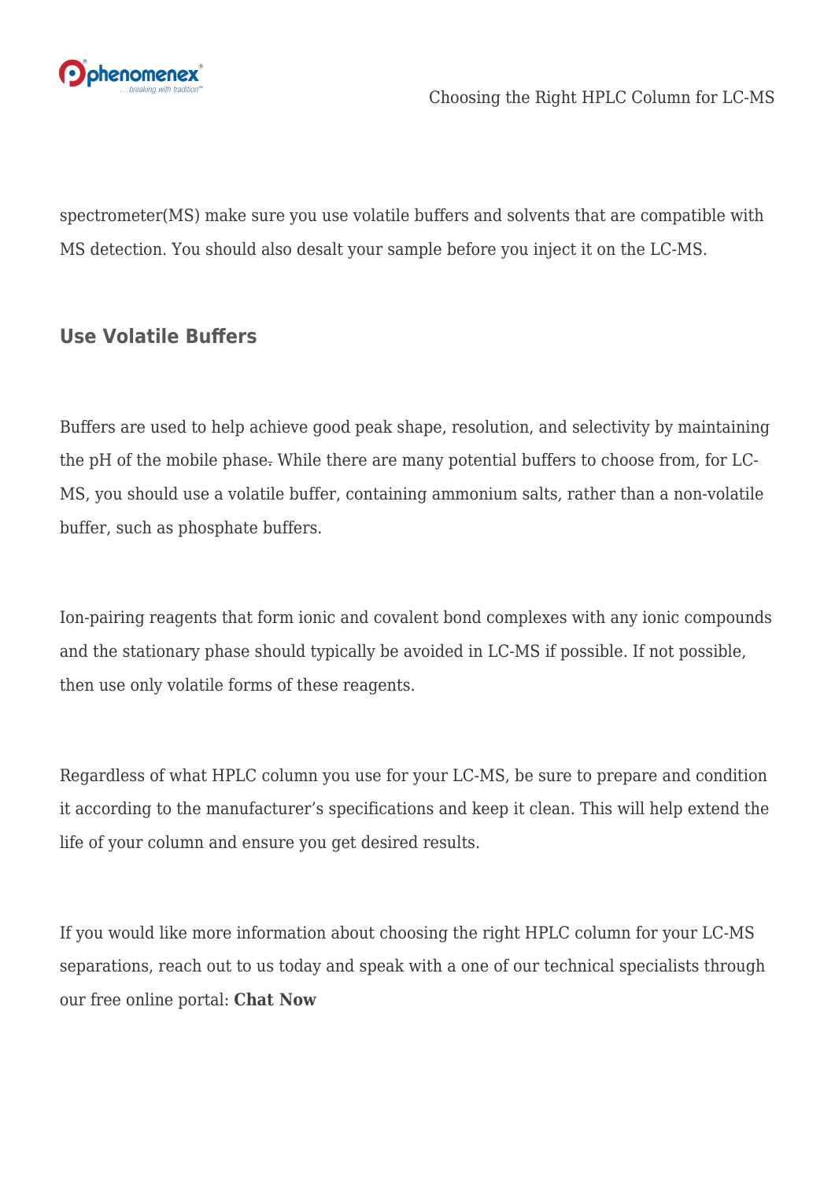spectrometer(MS) make sure you use volatile buffers and solvents that are compatible with MS detection. You should also desalt your sample before you inject it on the LC-MS.

## Use Volatile Buffers

Buffers are used to help achieve good peak shape, resolution, and selectivity by maintaining the pH of the mobile phase. While there are many potential buffers to choose from, for LC-MS, you should use a volatile buffer, containing ammonium salts, rather than a non-volatile buffer, such as phosphate buffers.

Ion-pairing reagents that form ionic and covalent bond complexes with any ionic compounds and the stationary phase should typically be avoided in LC-MS if possible. If not possible, then use only volatile forms of these reagents.

Regardless of what HPLC column you use for your LC-MS, be sure to prepare and condition it according to the manufacturer's specifications and keep it clean. This will help extend the life of your column and ensure you get desired results.

If you would like more information about choosing the right HPLC column for your LC-MS separations, reach out to us today and speak with a one of our technical specialists through our free online portal: **Chat Now**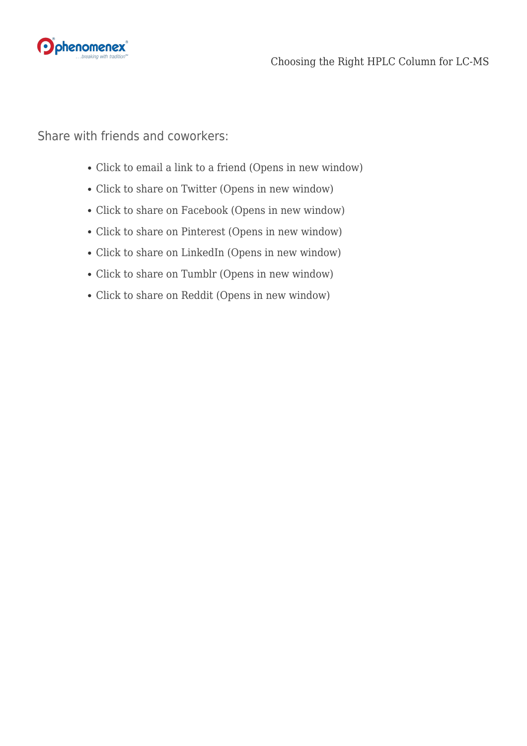Share with friends and coworkers:

- Click to email a link to a friend (Opens in new window)
- Click to share on Twitter (Opens in new window)
- Click to share on Facebook (Opens in new window)
- Click to share on Pinterest (Opens in new window)
- Click to share on LinkedIn (Opens in new window)
- Click to share on Tumblr (Opens in new window)
- Click to share on Reddit (Opens in new window)